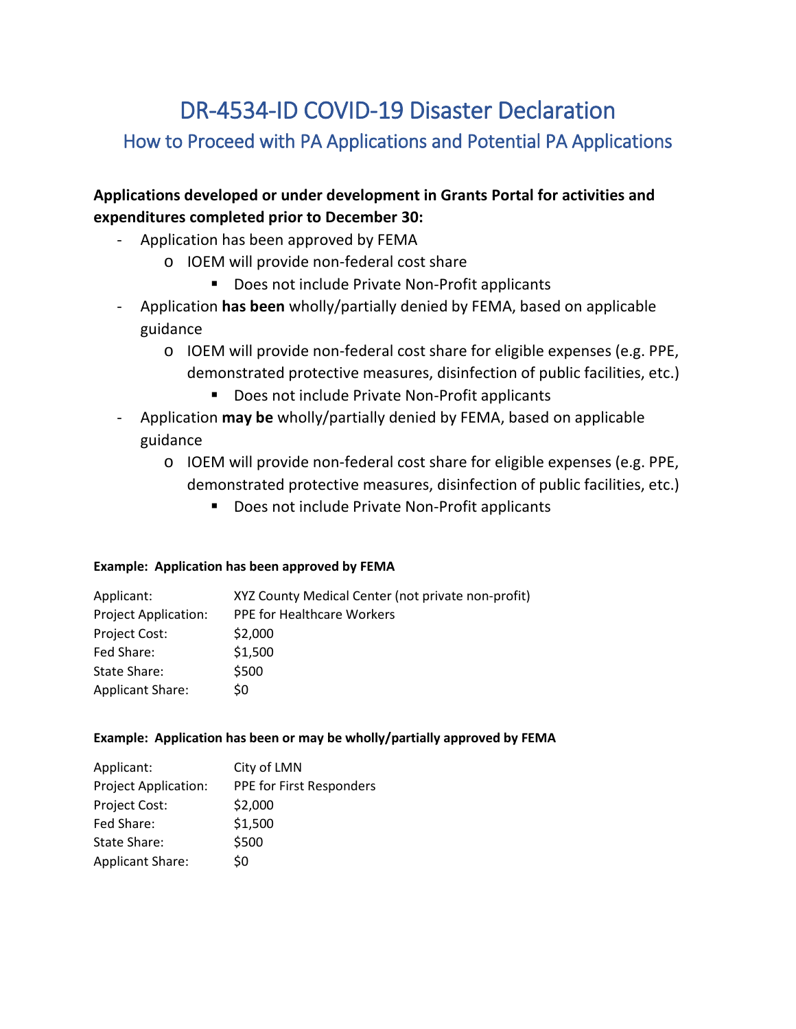# DR-4534-ID COVID-19 Disaster Declaration

## How to Proceed with PA Applications and Potential PA Applications

**Applications developed or under development in Grants Portal for activities and expenditures completed prior to December 30:**

- Application has been approved by FEMA
  - IOEM will provide non-federal cost share
    - Does not include Private Non-Profit applicants
- Application **has been** wholly/partially denied by FEMA, based on applicable guidance
  - IOEM will provide non-federal cost share for eligible expenses (e.g. PPE, demonstrated protective measures, disinfection of public facilities, etc.)
    - Does not include Private Non-Profit applicants
- Application **may be** wholly/partially denied by FEMA, based on applicable guidance
  - IOEM will provide non-federal cost share for eligible expenses (e.g. PPE, demonstrated protective measures, disinfection of public facilities, etc.)
    - Does not include Private Non-Profit applicants

**Example: Application has been approved by FEMA**

| | |
|---|---|
| Applicant: | XYZ County Medical Center (not private non-profit) |
| Project Application: | PPE for Healthcare Workers |
| Project Cost: | $2,000 |
| Fed Share: | $1,500 |
| State Share: | $500 |
| Applicant Share: | $0 |

**Example: Application has been or may be wholly/partially approved by FEMA**

| | |
|---|---|
| Applicant: | City of LMN |
| Project Application: | PPE for First Responders |
| Project Cost: | $2,000 |
| Fed Share: | $1,500 |
| State Share: | $500 |
| Applicant Share: | $0 |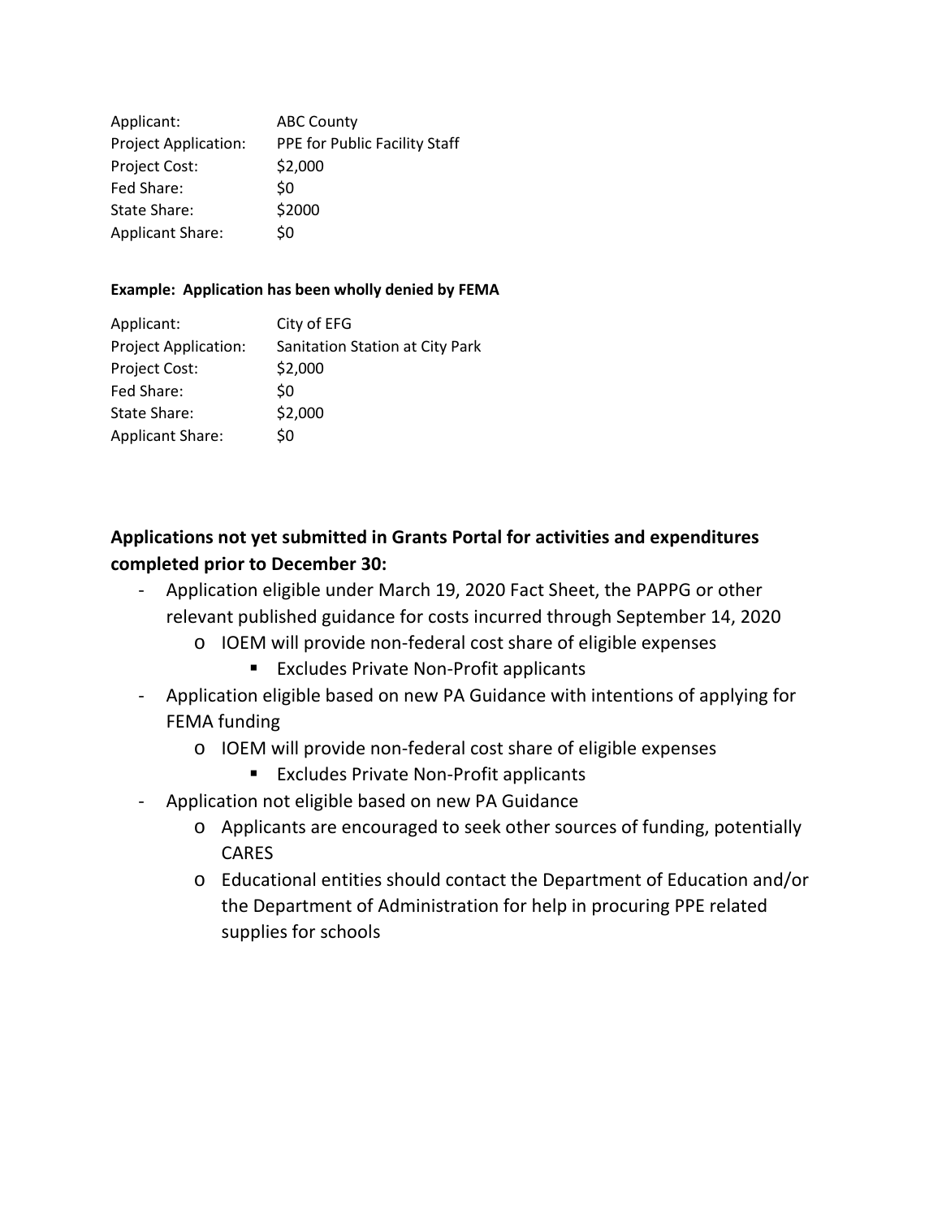| | |
|---|---|
| Applicant: | ABC County |
| Project Application: | PPE for Public Facility Staff |
| Project Cost: | $2,000 |
| Fed Share: | $0 |
| State Share: | $2000 |
| Applicant Share: | $0 |

**Example: Application has been wholly denied by FEMA**

| | |
|---|---|
| Applicant: | City of EFG |
| Project Application: | Sanitation Station at City Park |
| Project Cost: | $2,000 |
| Fed Share: | $0 |
| State Share: | $2,000 |
| Applicant Share: | $0 |

## Applications not yet submitted in Grants Portal for activities and expenditures completed prior to December 30:

- Application eligible under March 19, 2020 Fact Sheet, the PAPPG or other relevant published guidance for costs incurred through September 14, 2020
    - IOEM will provide non-federal cost share of eligible expenses
        - Excludes Private Non-Profit applicants
- Application eligible based on new PA Guidance with intentions of applying for FEMA funding
    - IOEM will provide non-federal cost share of eligible expenses
        - Excludes Private Non-Profit applicants
- Application not eligible based on new PA Guidance
    - Applicants are encouraged to seek other sources of funding, potentially CARES
    - Educational entities should contact the Department of Education and/or the Department of Administration for help in procuring PPE related supplies for schools